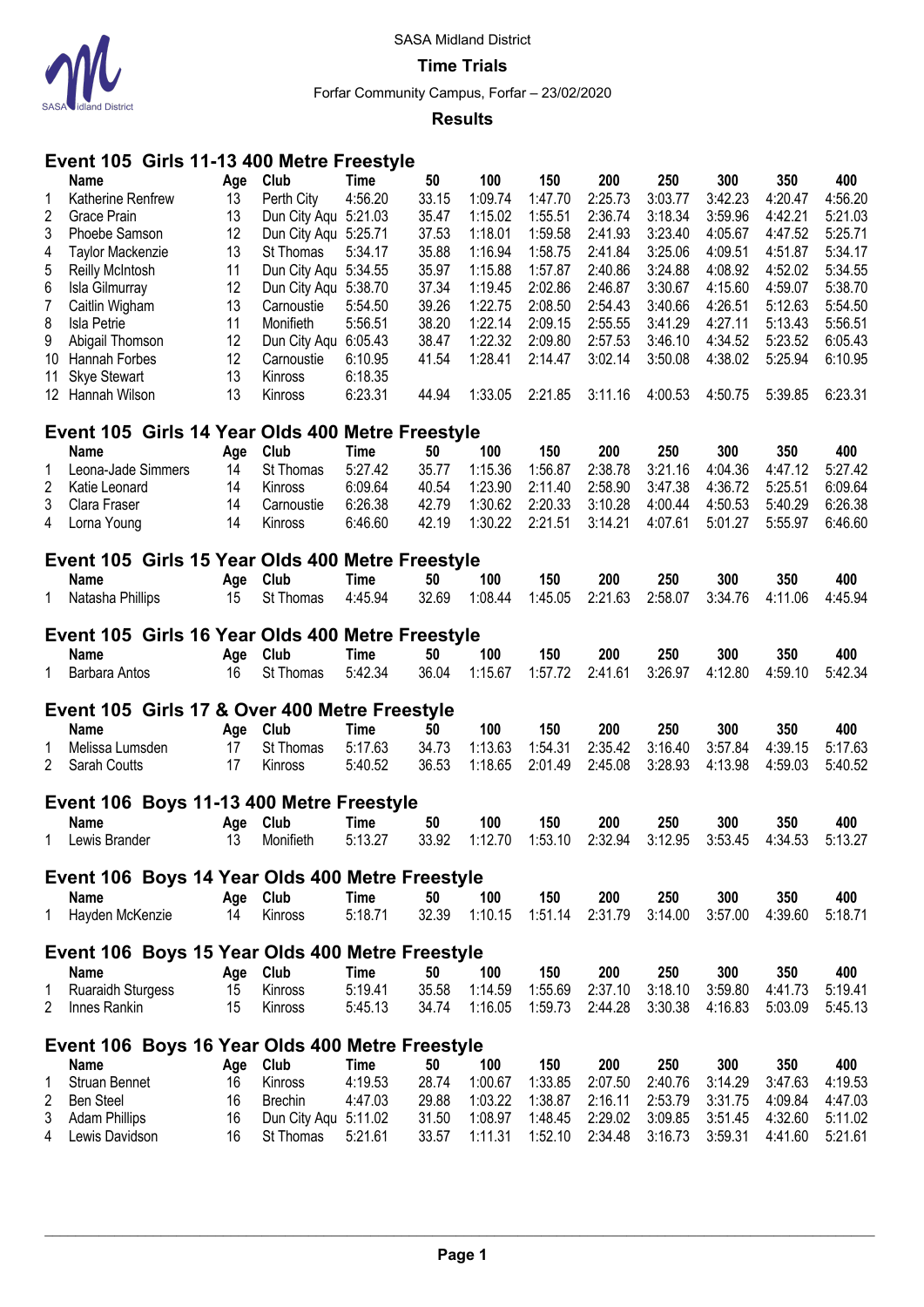SASA Midland District

**Time Trials**

Forfar Community Campus, Forfar – 23/02/2020

**Results**

## Event 105 Girls 11-13 400 Metre Freestyle

| | Name | Age | Club | Time | 50 | 100 | 150 | 200 | 250 | 300 | 350 | 400 |
|---|---|---|---|---|---|---|---|---|---|---|---|---|
| 1 | Katherine Renfrew | 13 | Perth City | 4:56.20 | 33.15 | 1:09.74 | 1:47.70 | 2:25.73 | 3:03.77 | 3:42.23 | 4:20.47 | 4:56.20 |
| 2 | Grace Prain | 13 | Dun City Aqu | 5:21.03 | 35.47 | 1:15.02 | 1:55.51 | 2:36.74 | 3:18.34 | 3:59.96 | 4:42.21 | 5:21.03 |
| 3 | Phoebe Samson | 12 | Dun City Aqu | 5:25.71 | 37.53 | 1:18.01 | 1:59.58 | 2:41.93 | 3:23.40 | 4:05.67 | 4:47.52 | 5:25.71 |
| 4 | Taylor Mackenzie | 13 | St Thomas | 5:34.17 | 35.88 | 1:16.94 | 1:58.75 | 2:41.84 | 3:25.06 | 4:09.51 | 4:51.87 | 5:34.17 |
| 5 | Reilly McIntosh | 11 | Dun City Aqu | 5:34.55 | 35.97 | 1:15.88 | 1:57.87 | 2:40.86 | 3:24.88 | 4:08.92 | 4:52.02 | 5:34.55 |
| 6 | Isla Gilmurray | 12 | Dun City Aqu | 5:38.70 | 37.34 | 1:19.45 | 2:02.86 | 2:46.87 | 3:30.67 | 4:15.60 | 4:59.07 | 5:38.70 |
| 7 | Caitlin Wigham | 13 | Carnoustie | 5:54.50 | 39.26 | 1:22.75 | 2:08.50 | 2:54.43 | 3:40.66 | 4:26.51 | 5:12.63 | 5:54.50 |
| 8 | Isla Petrie | 11 | Monifieth | 5:56.51 | 38.20 | 1:22.14 | 2:09.15 | 2:55.55 | 3:41.29 | 4:27.11 | 5:13.43 | 5:56.51 |
| 9 | Abigail Thomson | 12 | Dun City Aqu | 6:05.43 | 38.47 | 1:22.32 | 2:09.80 | 2:57.53 | 3:46.10 | 4:34.52 | 5:23.52 | 6:05.43 |
| 10 | Hannah Forbes | 12 | Carnoustie | 6:10.95 | 41.54 | 1:28.41 | 2:14.47 | 3:02.14 | 3:50.08 | 4:38.02 | 5:25.94 | 6:10.95 |
| 11 | Skye Stewart | 13 | Kinross | 6:18.35 | | | | | | | | |
| 12 | Hannah Wilson | 13 | Kinross | 6:23.31 | 44.94 | 1:33.05 | 2:21.85 | 3:11.16 | 4:00.53 | 4:50.75 | 5:39.85 | 6:23.31 |

## Event 105 Girls 14 Year Olds 400 Metre Freestyle

| | Name | Age | Club | Time | 50 | 100 | 150 | 200 | 250 | 300 | 350 | 400 |
|---|---|---|---|---|---|---|---|---|---|---|---|---|
| 1 | Leona-Jade Simmers | 14 | St Thomas | 5:27.42 | 35.77 | 1:15.36 | 1:56.87 | 2:38.78 | 3:21.16 | 4:04.36 | 4:47.12 | 5:27.42 |
| 2 | Katie Leonard | 14 | Kinross | 6:09.64 | 40.54 | 1:23.90 | 2:11.40 | 2:58.90 | 3:47.38 | 4:36.72 | 5:25.51 | 6:09.64 |
| 3 | Clara Fraser | 14 | Carnoustie | 6:26.38 | 42.79 | 1:30.62 | 2:20.33 | 3:10.28 | 4:00.44 | 4:50.53 | 5:40.29 | 6:26.38 |
| 4 | Lorna Young | 14 | Kinross | 6:46.60 | 42.19 | 1:30.22 | 2:21.51 | 3:14.21 | 4:07.61 | 5:01.27 | 5:55.97 | 6:46.60 |

## Event 105 Girls 15 Year Olds 400 Metre Freestyle

| | Name | Age | Club | Time | 50 | 100 | 150 | 200 | 250 | 300 | 350 | 400 |
|---|---|---|---|---|---|---|---|---|---|---|---|---|
| 1 | Natasha Phillips | 15 | St Thomas | 4:45.94 | 32.69 | 1:08.44 | 1:45.05 | 2:21.63 | 2:58.07 | 3:34.76 | 4:11.06 | 4:45.94 |

## Event 105 Girls 16 Year Olds 400 Metre Freestyle

| | Name | Age | Club | Time | 50 | 100 | 150 | 200 | 250 | 300 | 350 | 400 |
|---|---|---|---|---|---|---|---|---|---|---|---|---|
| 1 | Barbara Antos | 16 | St Thomas | 5:42.34 | 36.04 | 1:15.67 | 1:57.72 | 2:41.61 | 3:26.97 | 4:12.80 | 4:59.10 | 5:42.34 |

## Event 105 Girls 17 & Over 400 Metre Freestyle

| | Name | Age | Club | Time | 50 | 100 | 150 | 200 | 250 | 300 | 350 | 400 |
|---|---|---|---|---|---|---|---|---|---|---|---|---|
| 1 | Melissa Lumsden | 17 | St Thomas | 5:17.63 | 34.73 | 1:13.63 | 1:54.31 | 2:35.42 | 3:16.40 | 3:57.84 | 4:39.15 | 5:17.63 |
| 2 | Sarah Coutts | 17 | Kinross | 5:40.52 | 36.53 | 1:18.65 | 2:01.49 | 2:45.08 | 3:28.93 | 4:13.98 | 4:59.03 | 5:40.52 |

## Event 106 Boys 11-13 400 Metre Freestyle

| | Name | Age | Club | Time | 50 | 100 | 150 | 200 | 250 | 300 | 350 | 400 |
|---|---|---|---|---|---|---|---|---|---|---|---|---|
| 1 | Lewis Brander | 13 | Monifieth | 5:13.27 | 33.92 | 1:12.70 | 1:53.10 | 2:32.94 | 3:12.95 | 3:53.45 | 4:34.53 | 5:13.27 |

## Event 106 Boys 14 Year Olds 400 Metre Freestyle

| | Name | Age | Club | Time | 50 | 100 | 150 | 200 | 250 | 300 | 350 | 400 |
|---|---|---|---|---|---|---|---|---|---|---|---|---|
| 1 | Hayden McKenzie | 14 | Kinross | 5:18.71 | 32.39 | 1:10.15 | 1:51.14 | 2:31.79 | 3:14.00 | 3:57.00 | 4:39.60 | 5:18.71 |

## Event 106 Boys 15 Year Olds 400 Metre Freestyle

| | Name | Age | Club | Time | 50 | 100 | 150 | 200 | 250 | 300 | 350 | 400 |
|---|---|---|---|---|---|---|---|---|---|---|---|---|
| 1 | Ruaraidh Sturgess | 15 | Kinross | 5:19.41 | 35.58 | 1:14.59 | 1:55.69 | 2:37.10 | 3:18.10 | 3:59.80 | 4:41.73 | 5:19.41 |
| 2 | Innes Rankin | 15 | Kinross | 5:45.13 | 34.74 | 1:16.05 | 1:59.73 | 2:44.28 | 3:30.38 | 4:16.83 | 5:03.09 | 5:45.13 |

## Event 106 Boys 16 Year Olds 400 Metre Freestyle

| | Name | Age | Club | Time | 50 | 100 | 150 | 200 | 250 | 300 | 350 | 400 |
|---|---|---|---|---|---|---|---|---|---|---|---|---|
| 1 | Struan Bennet | 16 | Kinross | 4:19.53 | 28.74 | 1:00.67 | 1:33.85 | 2:07.50 | 2:40.76 | 3:14.29 | 3:47.63 | 4:19.53 |
| 2 | Ben Steel | 16 | Brechin | 4:47.03 | 29.88 | 1:03.22 | 1:38.87 | 2:16.11 | 2:53.79 | 3:31.75 | 4:09.84 | 4:47.03 |
| 3 | Adam Phillips | 16 | Dun City Aqu | 5:11.02 | 31.50 | 1:08.97 | 1:48.45 | 2:29.02 | 3:09.85 | 3:51.45 | 4:32.60 | 5:11.02 |
| 4 | Lewis Davidson | 16 | St Thomas | 5:21.61 | 33.57 | 1:11.31 | 1:52.10 | 2:34.48 | 3:16.73 | 3:59.31 | 4:41.60 | 5:21.61 |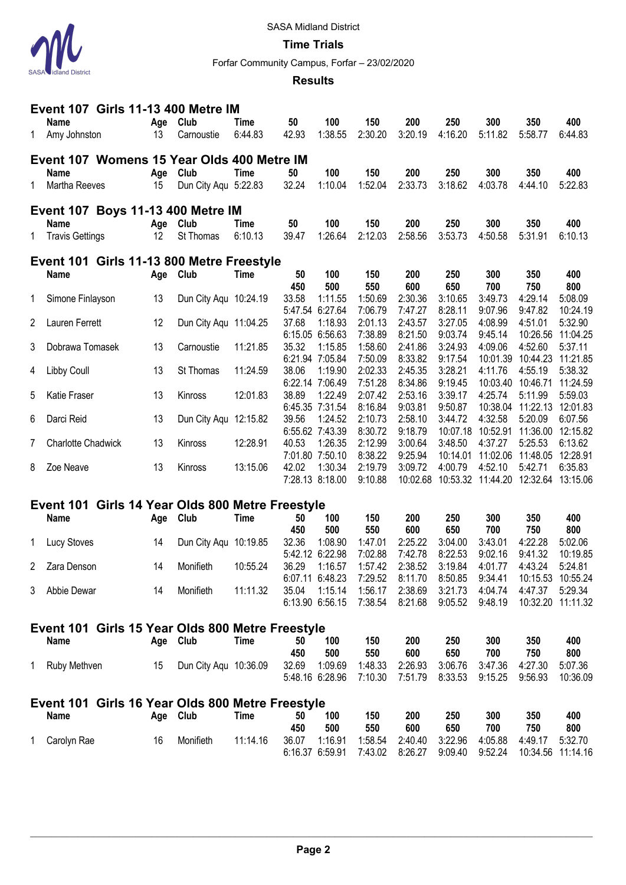SASA Midland District

**Time Trials**

Forfar Community Campus, Forfar – 23/02/2020

**Results**

## Event 107 Girls 11-13 400 Metre IM

| | Name | Age | Club | Time | 50 | 100 | 150 | 200 | 250 | 300 | 350 | 400 |
|---|---|---|---|---|---|---|---|---|---|---|---|---|
| 1 | Amy Johnston | 13 | Carnoustie | 6:44.83 | 42.93 | 1:38.55 | 2:30.20 | 3:20.19 | 4:16.20 | 5:11.82 | 5:58.77 | 6:44.83 |

## Event 107 Womens 15 Year Olds 400 Metre IM

| | Name | Age | Club | Time | 50 | 100 | 150 | 200 | 250 | 300 | 350 | 400 |
|---|---|---|---|---|---|---|---|---|---|---|---|---|
| 1 | Martha Reeves | 15 | Dun City Aqu | 5:22.83 | 32.24 | 1:10.04 | 1:52.04 | 2:33.73 | 3:18.62 | 4:03.78 | 4:44.10 | 5:22.83 |

## Event 107 Boys 11-13 400 Metre IM

| | Name | Age | Club | Time | 50 | 100 | 150 | 200 | 250 | 300 | 350 | 400 |
|---|---|---|---|---|---|---|---|---|---|---|---|---|
| 1 | Travis Gettings | 12 | St Thomas | 6:10.13 | 39.47 | 1:26.64 | 2:12.03 | 2:58.56 | 3:53.73 | 4:50.58 | 5:31.91 | 6:10.13 |

## Event 101 Girls 11-13 800 Metre Freestyle

| | Name | Age | Club | Time | 50 | 100 | 150 | 200 | 250 | 300 | 350 | 400 |
|---|---|---|---|---|---|---|---|---|---|---|---|---|
| | | | | | 450 | 500 | 550 | 600 | 650 | 700 | 750 | 800 |
| 1 | Simone Finlayson | 13 | Dun City Aqu | 10:24.19 | 33.58 | 1:11.55 | 1:50.69 | 2:30.36 | 3:10.65 | 3:49.73 | 4:29.14 | 5:08.09 |
| | | | | | 5:47.54 | 6:27.64 | 7:06.79 | 7:47.27 | 8:28.11 | 9:07.96 | 9:47.82 | 10:24.19 |
| 2 | Lauren Ferrett | 12 | Dun City Aqu | 11:04.25 | 37.68 | 1:18.93 | 2:01.13 | 2:43.57 | 3:27.05 | 4:08.99 | 4:51.01 | 5:32.90 |
| | | | | | 6:15.05 | 6:56.63 | 7:38.89 | 8:21.50 | 9:03.74 | 9:45.14 | 10:26.56 | 11:04.25 |
| 3 | Dobrawa Tomasek | 13 | Carnoustie | 11:21.85 | 35.32 | 1:15.85 | 1:58.60 | 2:41.86 | 3:24.93 | 4:09.06 | 4:52.60 | 5:37.11 |
| | | | | | 6:21.94 | 7:05.84 | 7:50.09 | 8:33.82 | 9:17.54 | 10:01.39 | 10:44.23 | 11:21.85 |
| 4 | Libby Coull | 13 | St Thomas | 11:24.59 | 38.06 | 1:19.90 | 2:02.33 | 2:45.35 | 3:28.21 | 4:11.76 | 4:55.19 | 5:38.32 |
| | | | | | 6:22.14 | 7:06.49 | 7:51.28 | 8:34.86 | 9:19.45 | 10:03.40 | 10:46.71 | 11:24.59 |
| 5 | Katie Fraser | 13 | Kinross | 12:01.83 | 38.89 | 1:22.49 | 2:07.42 | 2:53.16 | 3:39.17 | 4:25.74 | 5:11.99 | 5:59.03 |
| | | | | | 6:45.35 | 7:31.54 | 8:16.84 | 9:03.81 | 9:50.87 | 10:38.04 | 11:22.13 | 12:01.83 |
| 6 | Darci Reid | 13 | Dun City Aqu | 12:15.82 | 39.56 | 1:24.52 | 2:10.73 | 2:58.10 | 3:44.72 | 4:32.58 | 5:20.09 | 6:07.56 |
| | | | | | 6:55.62 | 7:43.39 | 8:30.72 | 9:18.79 | 10:07.18 | 10:52.91 | 11:36.00 | 12:15.82 |
| 7 | Charlotte Chadwick | 13 | Kinross | 12:28.91 | 40.53 | 1:26.35 | 2:12.99 | 3:00.64 | 3:48.50 | 4:37.27 | 5:25.53 | 6:13.62 |
| | | | | | 7:01.80 | 7:50.10 | 8:38.22 | 9:25.94 | 10:14.01 | 11:02.06 | 11:48.05 | 12:28.91 |
| 8 | Zoe Neave | 13 | Kinross | 13:15.06 | 42.02 | 1:30.34 | 2:19.79 | 3:09.72 | 4:00.79 | 4:52.10 | 5:42.71 | 6:35.83 |
| | | | | | 7:28.13 | 8:18.00 | 9:10.88 | 10:02.68 | 10:53.32 | 11:44.20 | 12:32.64 | 13:15.06 |

## Event 101 Girls 14 Year Olds 800 Metre Freestyle

| | Name | Age | Club | Time | 50 | 100 | 150 | 200 | 250 | 300 | 350 | 400 |
|---|---|---|---|---|---|---|---|---|---|---|---|---|
| | | | | | 450 | 500 | 550 | 600 | 650 | 700 | 750 | 800 |
| 1 | Lucy Stoves | 14 | Dun City Aqu | 10:19.85 | 32.36 | 1:08.90 | 1:47.01 | 2:25.22 | 3:04.00 | 3:43.01 | 4:22.28 | 5:02.06 |
| | | | | | 5:42.12 | 6:22.98 | 7:02.88 | 7:42.78 | 8:22.53 | 9:02.16 | 9:41.32 | 10:19.85 |
| 2 | Zara Denson | 14 | Monifieth | 10:55.24 | 36.29 | 1:16.57 | 1:57.42 | 2:38.52 | 3:19.84 | 4:01.77 | 4:43.24 | 5:24.81 |
| | | | | | 6:07.11 | 6:48.23 | 7:29.52 | 8:11.70 | 8:50.85 | 9:34.41 | 10:15.53 | 10:55.24 |
| 3 | Abbie Dewar | 14 | Monifieth | 11:11.32 | 35.04 | 1:15.14 | 1:56.17 | 2:38.69 | 3:21.73 | 4:04.74 | 4:47.37 | 5:29.34 |
| | | | | | 6:13.90 | 6:56.15 | 7:38.54 | 8:21.68 | 9:05.52 | 9:48.19 | 10:32.20 | 11:11.32 |

## Event 101 Girls 15 Year Olds 800 Metre Freestyle

| | Name | Age | Club | Time | 50 | 100 | 150 | 200 | 250 | 300 | 350 | 400 |
|---|---|---|---|---|---|---|---|---|---|---|---|---|
| | | | | | 450 | 500 | 550 | 600 | 650 | 700 | 750 | 800 |
| 1 | Ruby Methven | 15 | Dun City Aqu | 10:36.09 | 32.69 | 1:09.69 | 1:48.33 | 2:26.93 | 3:06.76 | 3:47.36 | 4:27.30 | 5:07.36 |
| | | | | | 5:48.16 | 6:28.96 | 7:10.30 | 7:51.79 | 8:33.53 | 9:15.25 | 9:56.93 | 10:36.09 |

## Event 101 Girls 16 Year Olds 800 Metre Freestyle

| | Name | Age | Club | Time | 50 | 100 | 150 | 200 | 250 | 300 | 350 | 400 |
|---|---|---|---|---|---|---|---|---|---|---|---|---|
| | | | | | 450 | 500 | 550 | 600 | 650 | 700 | 750 | 800 |
| 1 | Carolyn Rae | 16 | Monifieth | 11:14.16 | 36.07 | 1:16.91 | 1:58.54 | 2:40.40 | 3:22.96 | 4:05.88 | 4:49.17 | 5:32.70 |
| | | | | | 6:16.37 | 6:59.91 | 7:43.02 | 8:26.27 | 9:09.40 | 9:52.24 | 10:34.56 | 11:14.16 |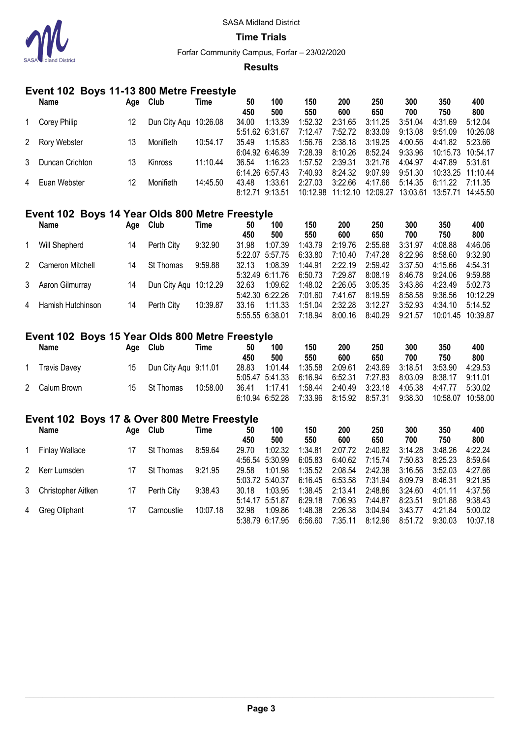SASA Midland District

**Time Trials**

Forfar Community Campus, Forfar – 23/02/2020

**Results**

## Event 102 Boys 11-13 800 Metre Freestyle

| | Name | Age | Club | Time | 50 / 450 | 100 / 500 | 150 / 550 | 200 / 600 | 250 / 650 | 300 / 700 | 350 / 750 | 400 / 800 |
|---|---|---|---|---|---|---|---|---|---|---|---|---|
| 1 | Corey Philip | 12 | Dun City Aqu | 10:26.08 | 34.00 | 1:13.39 | 1:52.32 | 2:31.65 | 3:11.25 | 3:51.04 | 4:31.69 | 5:12.04 |
| | | | | | 5:51.62 | 6:31.67 | 7:12.47 | 7:52.72 | 8:33.09 | 9:13.08 | 9:51.09 | 10:26.08 |
| 2 | Rory Webster | 13 | Monifieth | 10:54.17 | 35.49 | 1:15.83 | 1:56.76 | 2:38.18 | 3:19.25 | 4:00.56 | 4:41.82 | 5:23.66 |
| | | | | | 6:04.92 | 6:46.39 | 7:28.39 | 8:10.26 | 8:52.24 | 9:33.96 | 10:15.73 | 10:54.17 |
| 3 | Duncan Crichton | 13 | Kinross | 11:10.44 | 36.54 | 1:16.23 | 1:57.52 | 2:39.31 | 3:21.76 | 4:04.97 | 4:47.89 | 5:31.61 |
| | | | | | 6:14.26 | 6:57.43 | 7:40.93 | 8:24.32 | 9:07.99 | 9:51.30 | 10:33.25 | 11:10.44 |
| 4 | Euan Webster | 12 | Monifieth | 14:45.50 | 43.48 | 1:33.61 | 2:27.03 | 3:22.66 | 4:17.66 | 5:14.35 | 6:11.22 | 7:11.35 |
| | | | | | 8:12.71 | 9:13.51 | 10:12.98 | 11:12.10 | 12:09.27 | 13:03.61 | 13:57.71 | 14:45.50 |

## Event 102 Boys 14 Year Olds 800 Metre Freestyle

| | Name | Age | Club | Time | 50 / 450 | 100 / 500 | 150 / 550 | 200 / 600 | 250 / 650 | 300 / 700 | 350 / 750 | 400 / 800 |
|---|---|---|---|---|---|---|---|---|---|---|---|---|
| 1 | Will Shepherd | 14 | Perth City | 9:32.90 | 31.98 | 1:07.39 | 1:43.79 | 2:19.76 | 2:55.68 | 3:31.97 | 4:08.88 | 4:46.06 |
| | | | | | 5:22.07 | 5:57.75 | 6:33.80 | 7:10.40 | 7:47.28 | 8:22.96 | 8:58.60 | 9:32.90 |
| 2 | Cameron Mitchell | 14 | St Thomas | 9:59.88 | 32.13 | 1:08.39 | 1:44.91 | 2:22.19 | 2:59.42 | 3:37.50 | 4:15.66 | 4:54.31 |
| | | | | | 5:32.49 | 6:11.76 | 6:50.73 | 7:29.87 | 8:08.19 | 8:46.78 | 9:24.06 | 9:59.88 |
| 3 | Aaron Gilmurray | 14 | Dun City Aqu | 10:12.29 | 32.63 | 1:09.62 | 1:48.02 | 2:26.05 | 3:05.35 | 3:43.86 | 4:23.49 | 5:02.73 |
| | | | | | 5:42.30 | 6:22.26 | 7:01.60 | 7:41.67 | 8:19.59 | 8:58.58 | 9:36.56 | 10:12.29 |
| 4 | Hamish Hutchinson | 14 | Perth City | 10:39.87 | 33.16 | 1:11.33 | 1:51.04 | 2:32.28 | 3:12.27 | 3:52.93 | 4:34.10 | 5:14.52 |
| | | | | | 5:55.55 | 6:38.01 | 7:18.94 | 8:00.16 | 8:40.29 | 9:21.57 | 10:01.45 | 10:39.87 |

## Event 102 Boys 15 Year Olds 800 Metre Freestyle

| | Name | Age | Club | Time | 50 / 450 | 100 / 500 | 150 / 550 | 200 / 600 | 250 / 650 | 300 / 700 | 350 / 750 | 400 / 800 |
|---|---|---|---|---|---|---|---|---|---|---|---|---|
| 1 | Travis Davey | 15 | Dun City Aqu | 9:11.01 | 28.83 | 1:01.44 | 1:35.58 | 2:09.61 | 2:43.69 | 3:18.51 | 3:53.90 | 4:29.53 |
| | | | | | 5:05.47 | 5:41.33 | 6:16.94 | 6:52.31 | 7:27.83 | 8:03.09 | 8:38.17 | 9:11.01 |
| 2 | Calum Brown | 15 | St Thomas | 10:58.00 | 36.41 | 1:17.41 | 1:58.44 | 2:40.49 | 3:23.18 | 4:05.38 | 4:47.77 | 5:30.02 |
| | | | | | 6:10.94 | 6:52.28 | 7:33.96 | 8:15.92 | 8:57.31 | 9:38.30 | 10:58.07 | 10:58.00 |

## Event 102 Boys 17 & Over 800 Metre Freestyle

| | Name | Age | Club | Time | 50 / 450 | 100 / 500 | 150 / 550 | 200 / 600 | 250 / 650 | 300 / 700 | 350 / 750 | 400 / 800 |
|---|---|---|---|---|---|---|---|---|---|---|---|---|
| 1 | Finlay Wallace | 17 | St Thomas | 8:59.64 | 29.70 | 1:02.32 | 1:34.81 | 2:07.72 | 2:40.82 | 3:14.28 | 3:48.26 | 4:22.24 |
| | | | | | 4:56.54 | 5:30.99 | 6:05.83 | 6:40.62 | 7:15.74 | 7:50.83 | 8:25.23 | 8:59.64 |
| 2 | Kerr Lumsden | 17 | St Thomas | 9:21.95 | 29.58 | 1:01.98 | 1:35.52 | 2:08.54 | 2:42.38 | 3:16.56 | 3:52.03 | 4:27.66 |
| | | | | | 5:03.72 | 5:40.37 | 6:16.45 | 6:53.58 | 7:31.94 | 8:09.79 | 8:46.31 | 9:21.95 |
| 3 | Christopher Aitken | 17 | Perth City | 9:38.43 | 30.18 | 1:03.95 | 1:38.45 | 2:13.41 | 2:48.86 | 3:24.60 | 4:01.11 | 4:37.56 |
| | | | | | 5:14.17 | 5:51.87 | 6:29.18 | 7:06.93 | 7:44.87 | 8:23.51 | 9:01.88 | 9:38.43 |
| 4 | Greg Oliphant | 17 | Carnoustie | 10:07.18 | 32.98 | 1:09.86 | 1:48.38 | 2:26.38 | 3:04.94 | 3:43.77 | 4:21.84 | 5:00.02 |
| | | | | | 5:38.79 | 6:17.95 | 6:56.60 | 7:35.11 | 8:12.96 | 8:51.72 | 9:30.03 | 10:07.18 |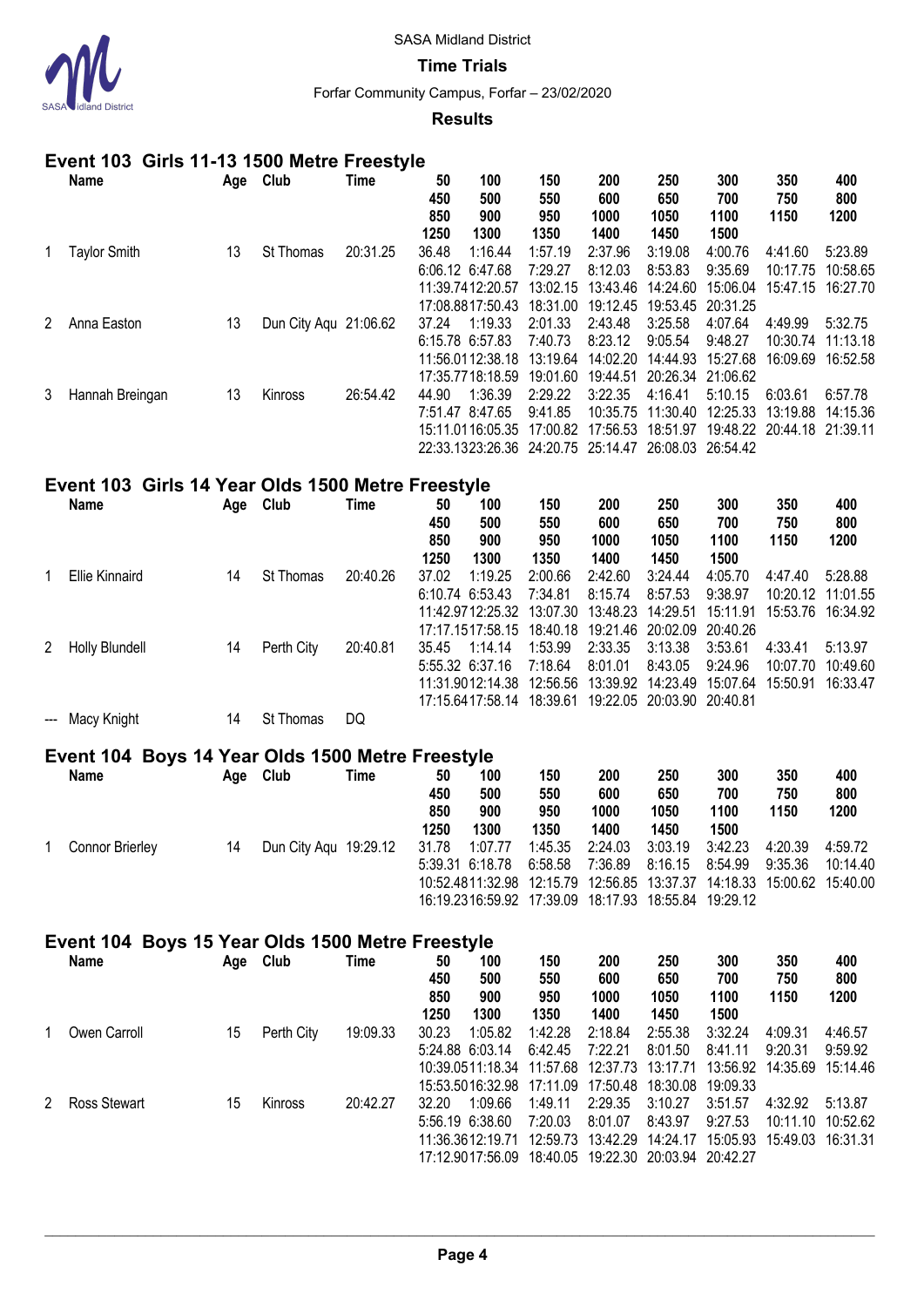SASA Midland District

**Time Trials**

Forfar Community Campus, Forfar – 23/02/2020

**Results**

## Event 103 Girls 11-13 1500 Metre Freestyle

| | Name | Age | Club | Time | 50<br>450<br>850<br>1250 | 100<br>500<br>900<br>1300 | 150<br>550<br>950<br>1350 | 200<br>600<br>1000<br>1400 | 250<br>650<br>1050<br>1450 | 300<br>700<br>1100<br>1500 | 350<br>750<br>1150 | 400<br>800<br>1200 |
|---|---|---|---|---|---|---|---|---|---|---|---|---|
| 1 | Taylor Smith | 13 | St Thomas | 20:31.25 | 36.48 | 1:16.44 | 1:57.19 | 2:37.96 | 3:19.08 | 4:00.76 | 4:41.60 | 5:23.89 |
| | | | | | 6:06.12 | 6:47.68 | 7:29.27 | 8:12.03 | 8:53.83 | 9:35.69 | 10:17.75 | 10:58.65 |
| | | | | | 11:39.74 | 12:20.57 | 13:02.15 | 13:43.46 | 14:24.60 | 15:06.04 | 15:47.15 | 16:27.70 |
| | | | | | 17:08.88 | 17:50.43 | 18:31.00 | 19:12.45 | 19:53.45 | 20:31.25 | | |
| 2 | Anna Easton | 13 | Dun City Aqu | 21:06.62 | 37.24 | 1:19.33 | 2:01.33 | 2:43.48 | 3:25.58 | 4:07.64 | 4:49.99 | 5:32.75 |
| | | | | | 6:15.78 | 6:57.83 | 7:40.73 | 8:23.12 | 9:05.54 | 9:48.27 | 10:30.74 | 11:13.18 |
| | | | | | 11:56.01 | 12:38.18 | 13:19.64 | 14:02.20 | 14:44.93 | 15:27.68 | 16:09.69 | 16:52.58 |
| | | | | | 17:35.77 | 18:18.59 | 19:01.60 | 19:44.51 | 20:26.34 | 21:06.62 | | |
| 3 | Hannah Breingan | 13 | Kinross | 26:54.42 | 44.90 | 1:36.39 | 2:29.22 | 3:22.35 | 4:16.41 | 5:10.15 | 6:03.61 | 6:57.78 |
| | | | | | 7:51.47 | 8:47.65 | 9:41.85 | 10:35.75 | 11:30.40 | 12:25.33 | 13:19.88 | 14:15.36 |
| | | | | | 15:11.01 | 16:05.35 | 17:00.82 | 17:56.53 | 18:51.97 | 19:48.22 | 20:44.18 | 21:39.11 |
| | | | | | 22:33.13 | 23:26.36 | 24:20.75 | 25:14.47 | 26:08.03 | 26:54.42 | | |

## Event 103 Girls 14 Year Olds 1500 Metre Freestyle

| | Name | Age | Club | Time | 50<br>450<br>850<br>1250 | 100<br>500<br>900<br>1300 | 150<br>550<br>950<br>1350 | 200<br>600<br>1000<br>1400 | 250<br>650<br>1050<br>1450 | 300<br>700<br>1100<br>1500 | 350<br>750<br>1150 | 400<br>800<br>1200 |
|---|---|---|---|---|---|---|---|---|---|---|---|---|
| 1 | Ellie Kinnaird | 14 | St Thomas | 20:40.26 | 37.02 | 1:19.25 | 2:00.66 | 2:42.60 | 3:24.44 | 4:05.70 | 4:47.40 | 5:28.88 |
| | | | | | 6:10.74 | 6:53.43 | 7:34.81 | 8:15.74 | 8:57.53 | 9:38.97 | 10:20.12 | 11:01.55 |
| | | | | | 11:42.97 | 12:25.32 | 13:07.30 | 13:48.23 | 14:29.51 | 15:11.91 | 15:53.76 | 16:34.92 |
| | | | | | 17:17.15 | 17:58.15 | 18:40.18 | 19:21.46 | 20:02.09 | 20:40.26 | | |
| 2 | Holly Blundell | 14 | Perth City | 20:40.81 | 35.45 | 1:14.14 | 1:53.99 | 2:33.35 | 3:13.38 | 3:53.61 | 4:33.41 | 5:13.97 |
| | | | | | 5:55.32 | 6:37.16 | 7:18.64 | 8:01.01 | 8:43.05 | 9:24.96 | 10:07.70 | 10:49.60 |
| | | | | | 11:31.90 | 12:14.38 | 12:56.56 | 13:39.92 | 14:23.49 | 15:07.64 | 15:50.91 | 16:33.47 |
| | | | | | 17:15.64 | 17:58.14 | 18:39.61 | 19:22.05 | 20:03.90 | 20:40.81 | | |
| --- | Macy Knight | 14 | St Thomas | DQ | | | | | | | | |

## Event 104 Boys 14 Year Olds 1500 Metre Freestyle

| | Name | Age | Club | Time | 50<br>450<br>850<br>1250 | 100<br>500<br>900<br>1300 | 150<br>550<br>950<br>1350 | 200<br>600<br>1000<br>1400 | 250<br>650<br>1050<br>1450 | 300<br>700<br>1100<br>1500 | 350<br>750<br>1150 | 400<br>800<br>1200 |
|---|---|---|---|---|---|---|---|---|---|---|---|---|
| 1 | Connor Brierley | 14 | Dun City Aqu | 19:29.12 | 31.78 | 1:07.77 | 1:45.35 | 2:24.03 | 3:03.19 | 3:42.23 | 4:20.39 | 4:59.72 |
| | | | | | 5:39.31 | 6:18.78 | 6:58.58 | 7:36.89 | 8:16.15 | 8:54.99 | 9:35.36 | 10:14.40 |
| | | | | | 10:52.48 | 11:32.98 | 12:15.79 | 12:56.85 | 13:37.37 | 14:18.33 | 15:00.62 | 15:40.00 |
| | | | | | 16:19.23 | 16:59.92 | 17:39.09 | 18:17.93 | 18:55.84 | 19:29.12 | | |

## Event 104 Boys 15 Year Olds 1500 Metre Freestyle

| | Name | Age | Club | Time | 50<br>450<br>850<br>1250 | 100<br>500<br>900<br>1300 | 150<br>550<br>950<br>1350 | 200<br>600<br>1000<br>1400 | 250<br>650<br>1050<br>1450 | 300<br>700<br>1100<br>1500 | 350<br>750<br>1150 | 400<br>800<br>1200 |
|---|---|---|---|---|---|---|---|---|---|---|---|---|
| 1 | Owen Carroll | 15 | Perth City | 19:09.33 | 30.23 | 1:05.82 | 1:42.28 | 2:18.84 | 2:55.38 | 3:32.24 | 4:09.31 | 4:46.57 |
| | | | | | 5:24.88 | 6:03.14 | 6:42.45 | 7:22.21 | 8:01.50 | 8:41.11 | 9:20.31 | 9:59.92 |
| | | | | | 10:39.05 | 11:18.34 | 11:57.68 | 12:37.73 | 13:17.71 | 13:56.92 | 14:35.69 | 15:14.46 |
| | | | | | 15:53.50 | 16:32.98 | 17:11.09 | 17:50.48 | 18:30.08 | 19:09.33 | | |
| 2 | Ross Stewart | 15 | Kinross | 20:42.27 | 32.20 | 1:09.66 | 1:49.11 | 2:29.35 | 3:10.27 | 3:51.57 | 4:32.92 | 5:13.87 |
| | | | | | 5:56.19 | 6:38.60 | 7:20.03 | 8:01.07 | 8:43.97 | 9:27.53 | 10:11.10 | 10:52.62 |
| | | | | | 11:36.36 | 12:19.71 | 12:59.73 | 13:42.29 | 14:24.17 | 15:05.93 | 15:49.03 | 16:31.31 |
| | | | | | 17:12.90 | 17:56.09 | 18:40.05 | 19:22.30 | 20:03.94 | 20:42.27 | | |